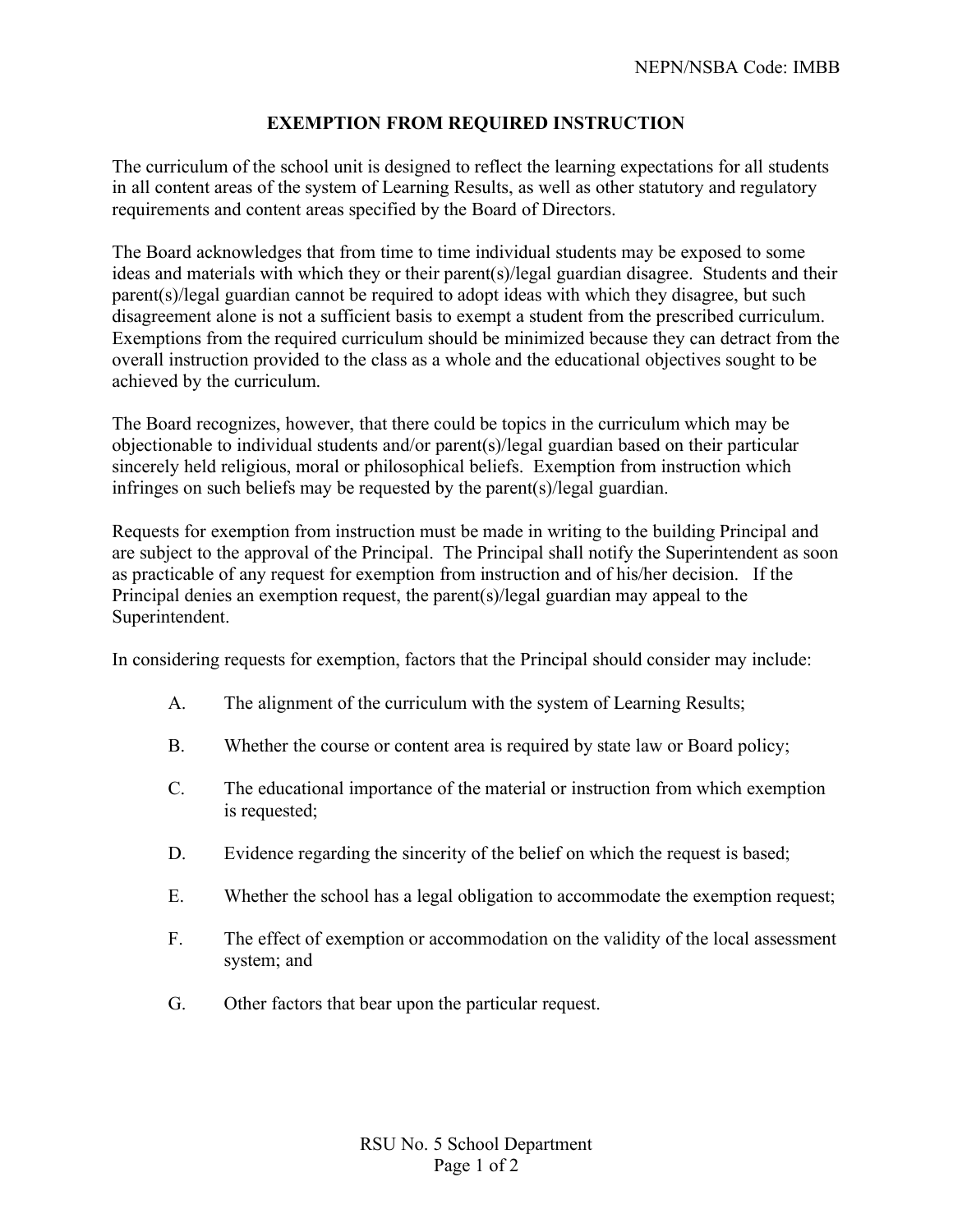NEPN/NSBA Code: IMBB

# EXEMPTION FROM REQUIRED INSTRUCTION

The curriculum of the school unit is designed to reflect the learning expectations for all students in all content areas of the system of Learning Results, as well as other statutory and regulatory requirements and content areas specified by the Board of Directors.

The Board acknowledges that from time to time individual students may be exposed to some ideas and materials with which they or their parent(s)/legal guardian disagree. Students and their parent(s)/legal guardian cannot be required to adopt ideas with which they disagree, but such disagreement alone is not a sufficient basis to exempt a student from the prescribed curriculum. Exemptions from the required curriculum should be minimized because they can detract from the overall instruction provided to the class as a whole and the educational objectives sought to be achieved by the curriculum.

The Board recognizes, however, that there could be topics in the curriculum which may be objectionable to individual students and/or parent(s)/legal guardian based on their particular sincerely held religious, moral or philosophical beliefs. Exemption from instruction which infringes on such beliefs may be requested by the parent(s)/legal guardian.

Requests for exemption from instruction must be made in writing to the building Principal and are subject to the approval of the Principal. The Principal shall notify the Superintendent as soon as practicable of any request for exemption from instruction and of his/her decision. If the Principal denies an exemption request, the parent(s)/legal guardian may appeal to the Superintendent.

In considering requests for exemption, factors that the Principal should consider may include:

A. The alignment of the curriculum with the system of Learning Results;

B. Whether the course or content area is required by state law or Board policy;

C. The educational importance of the material or instruction from which exemption is requested;

D. Evidence regarding the sincerity of the belief on which the request is based;

E. Whether the school has a legal obligation to accommodate the exemption request;

F. The effect of exemption or accommodation on the validity of the local assessment system; and

G. Other factors that bear upon the particular request.

RSU No. 5 School Department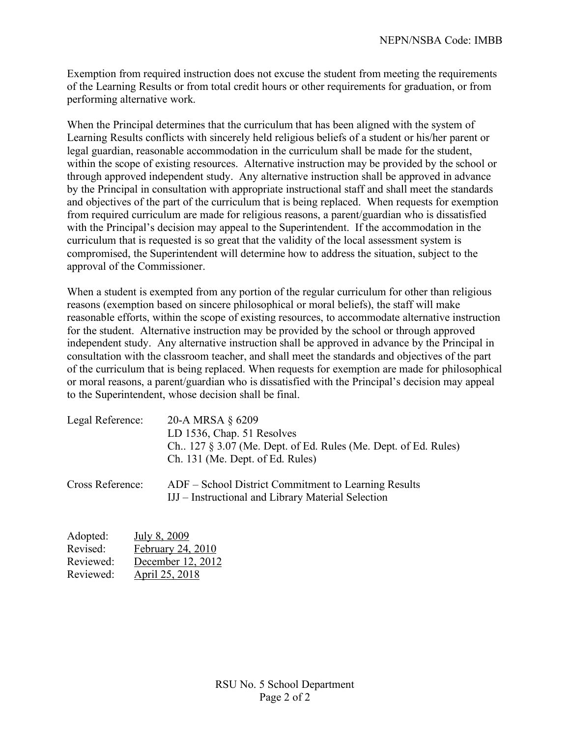Exemption from required instruction does not excuse the student from meeting the requirements of the Learning Results or from total credit hours or other requirements for graduation, or from performing alternative work.

When the Principal determines that the curriculum that has been aligned with the system of Learning Results conflicts with sincerely held religious beliefs of a student or his/her parent or legal guardian, reasonable accommodation in the curriculum shall be made for the student, within the scope of existing resources. Alternative instruction may be provided by the school or through approved independent study. Any alternative instruction shall be approved in advance by the Principal in consultation with appropriate instructional staff and shall meet the standards and objectives of the part of the curriculum that is being replaced. When requests for exemption from required curriculum are made for religious reasons, a parent/guardian who is dissatisfied with the Principal's decision may appeal to the Superintendent. If the accommodation in the curriculum that is requested is so great that the validity of the local assessment system is compromised, the Superintendent will determine how to address the situation, subject to the approval of the Commissioner.

When a student is exempted from any portion of the regular curriculum for other than religious reasons (exemption based on sincere philosophical or moral beliefs), the staff will make reasonable efforts, within the scope of existing resources, to accommodate alternative instruction for the student. Alternative instruction may be provided by the school or through approved independent study. Any alternative instruction shall be approved in advance by the Principal in consultation with the classroom teacher, and shall meet the standards and objectives of the part of the curriculum that is being replaced. When requests for exemption are made for philosophical or moral reasons, a parent/guardian who is dissatisfied with the Principal's decision may appeal to the Superintendent, whose decision shall be final.

| | |
|---|---|
| Legal Reference: | 20-A MRSA § 6209<br>LD 1536, Chap. 51 Resolves<br>Ch.. 127 § 3.07 (Me. Dept. of Ed. Rules (Me. Dept. of Ed. Rules)<br>Ch. 131 (Me. Dept. of Ed. Rules) |
| Cross Reference: | ADF – School District Commitment to Learning Results<br>IJJ – Instructional and Library Material Selection |

| | |
|---|---|
| Adopted: | July 8, 2009 |
| Revised: | February 24, 2010 |
| Reviewed: | December 12, 2012 |
| Reviewed: | April 25, 2018 |